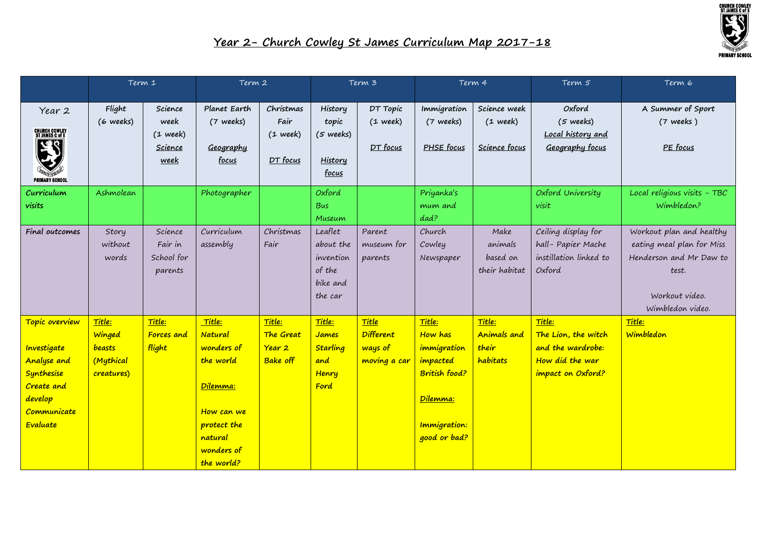# Year 2- Church Cowley St James Curriculum Map 2017-18

| | Term 1 | | Term 2 | | Term 3 | | Term 4 | | Term 5 | Term 6 |
|---|---|---|---|---|---|---|---|---|---|---|
| Year 2 | Flight (6 weeks) | Science week (1 week) Science week | Planet Earth (7 weeks) Geography focus | Christmas Fair (1 week) DT focus | History topic (5 weeks) History focus | DT Topic (1 week) DT focus | Immigration (7 weeks) PHSE focus | Science week (1 week) Science focus | Oxford (5 weeks) Local history and Geography focus | A Summer of Sport (7 weeks ) PE focus |
| **Curriculum visits** | Ashmolean | | Photographer | | Oxford Bus Museum | | Priyanka's mum and dad? | | Oxford University visit | Local religious visits - TBC Wimbledon? |
| **Final outcomes** | Story without words | Science Fair in School for parents | Curriculum assembly | Christmas Fair | Leaflet about the invention of the bike and the car | Parent museum for parents | Church Cowley Newspaper | Make animals based on their habitat | Ceiling display for hall- Papier Mache instillation linked to Oxford | Workout plan and healthy eating meal plan for Miss Henderson and Mr Daw to test. Workout video. Wimbledon video. |
| **Topic overview** **Investigate** **Analyse and Synthesise** **Create and develop** **Communicate** **Evaluate** | **Title:** **Winged beasts (Mythical creatures)** | **Title:** **Forces and flight** | **Title:** **Natural wonders of the world** **Dilemma:** **How can we protect the natural wonders of the world?** | **Title:** **The Great Year 2 Bake off** | **Title:** **James Starling and Henry Ford** | **Title** **Different ways of moving a car** | **Title:** **How has immigration impacted British food?** **Dilemma:** **Immigration: good or bad?** | **Title:** **Animals and their habitats** | **Title:** **The Lion, the witch and the wardrobe: How did the war impact on Oxford?** | **Title:** **Wimbledon** |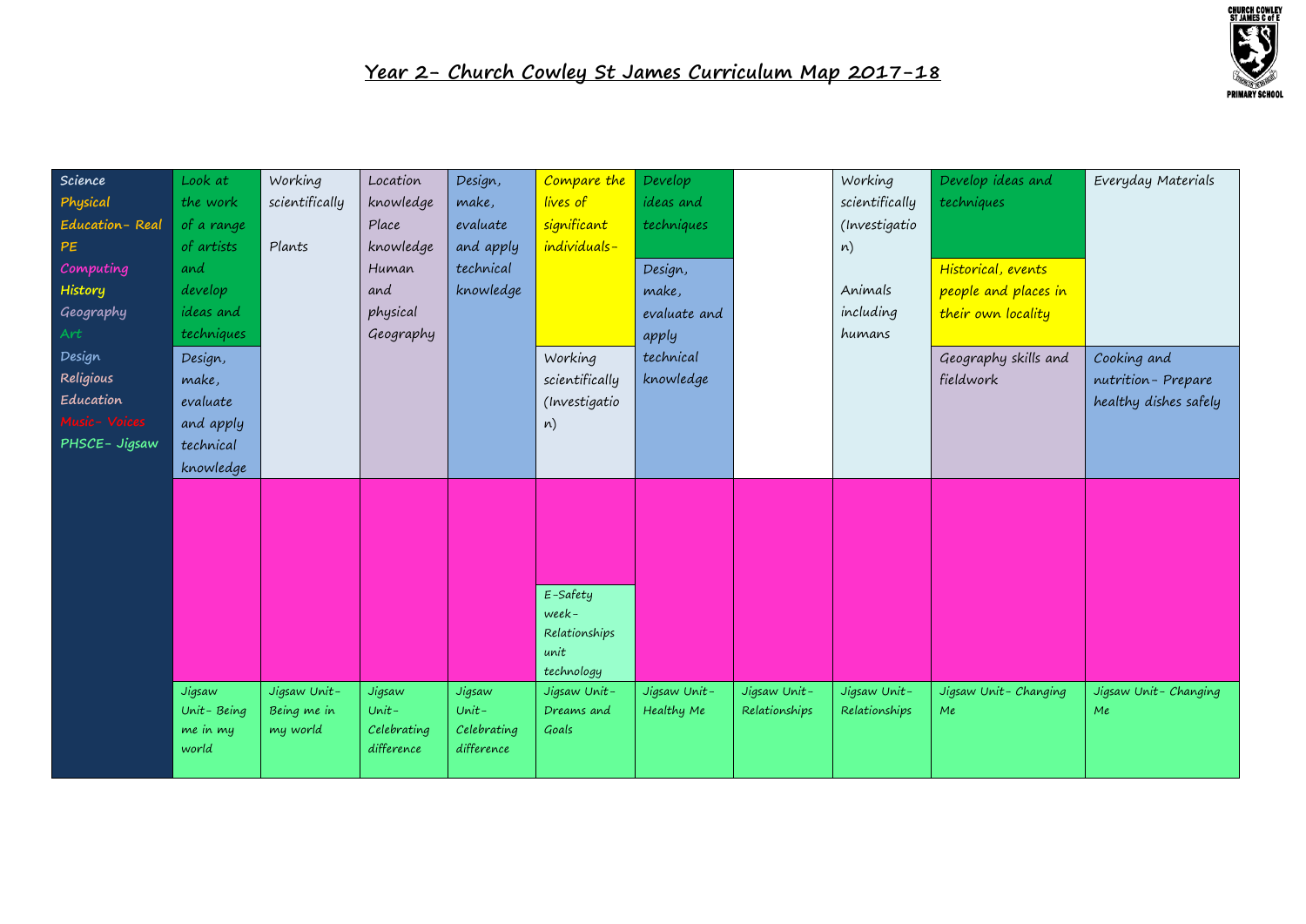# Year 2- Church Cowley St James Curriculum Map 2017-18

| Subjects | | | | | | | | | | |
|---|---|---|---|---|---|---|---|---|---|---|
| Science<br>Physical Education- Real PE<br>Computing<br>History<br>Geography<br>Art<br>Design<br>Religious Education<br>Music- Voices<br>PHSCE- Jigsaw | Look at the work of a range of artists and develop ideas and techniques<br><br>Design, make, evaluate and apply technical knowledge | Working scientifically<br><br>Plants | Location knowledge Place knowledge Human and physical Geography | Design, make, evaluate and apply technical knowledge | Compare the lives of significant individuals-<br><br>Working scientifically (Investigation) | Develop ideas and techniques<br><br>Design, make, evaluate and apply technical knowledge | | Working scientifically (Investigation)<br><br>Animals including humans | Develop ideas and techniques<br><br>Historical, events people and places in their own locality<br><br>Geography skills and fieldwork | Everyday Materials<br><br>Cooking and nutrition- Prepare healthy dishes safely |
| | | | | | E-Safety week- Relationships unit technology | | | | | |
| | Jigsaw Unit- Being me in my world | Jigsaw Unit- Being me in my world | Jigsaw Unit- Celebrating difference | Jigsaw Unit- Celebrating difference | Jigsaw Unit- Dreams and Goals | Jigsaw Unit- Healthy Me | Jigsaw Unit- Relationships | Jigsaw Unit- Relationships | Jigsaw Unit- Changing Me | Jigsaw Unit- Changing Me |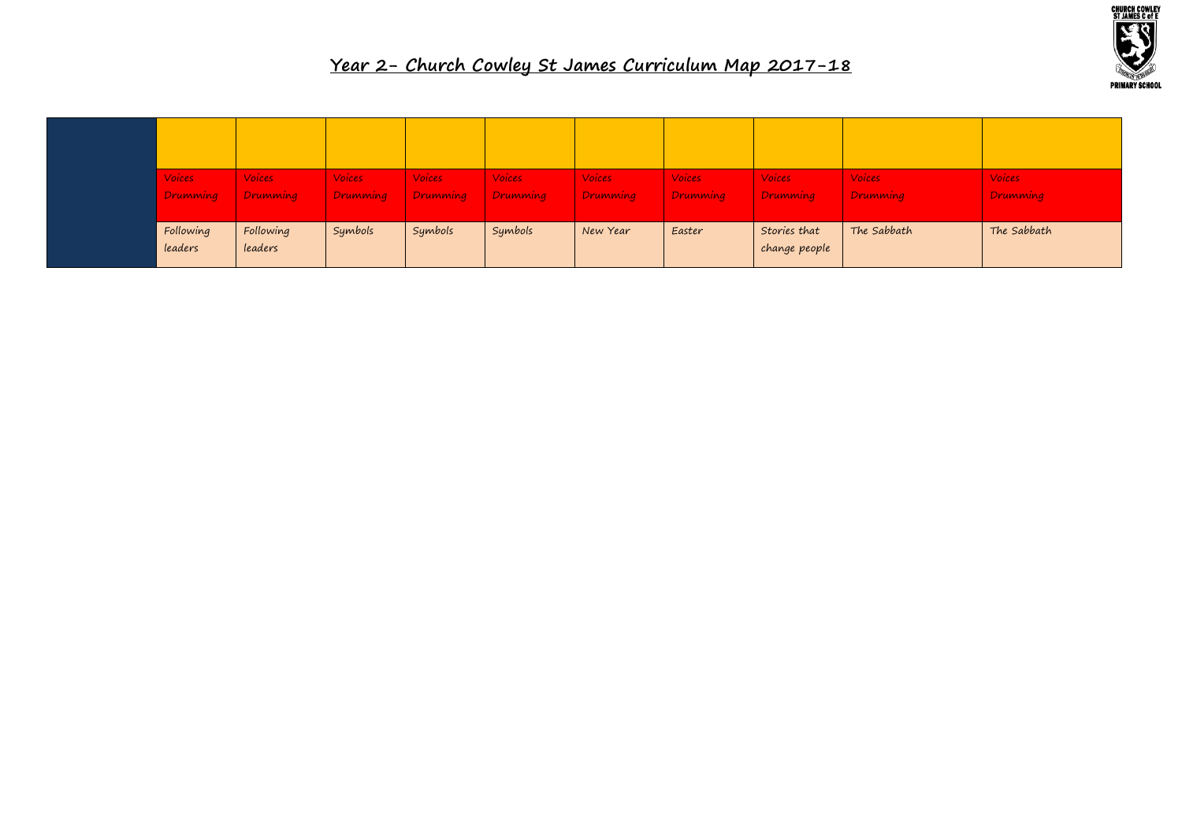## Year 2- Church Cowley St James Curriculum Map 2017-18

| | | | | | | | | | | |
|---|---|---|---|---|---|---|---|---|---|---|
| | | | | | | | | | | |
| | Voices Drumming | Voices Drumming | Voices Drumming | Voices Drumming | Voices Drumming | Voices Drumming | Voices Drumming | Voices Drumming | Voices Drumming | Voices Drumming |
| | Following leaders | Following leaders | Symbols | Symbols | Symbols | New Year | Easter | Stories that change people | The Sabbath | The Sabbath |